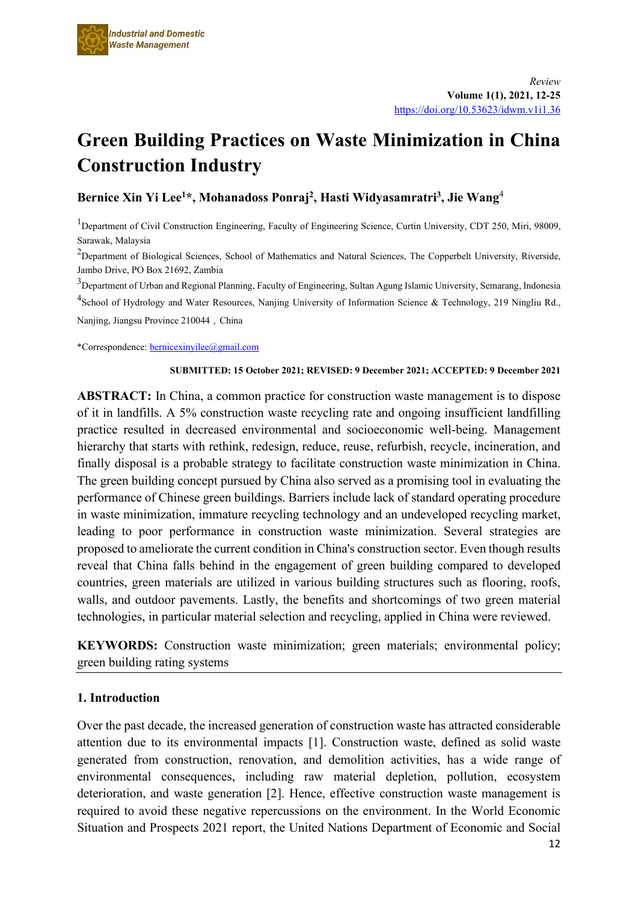*Review*

**Volume 1(1), 2021, 12-25**

https://doi.org/10.53623/idwm.v1i1.36

# Green Building Practices on Waste Minimization in China Construction Industry

**Bernice Xin Yi Lee[1]*, Mohanadoss Ponraj[2], Hasti Widyasamratri[3], Jie Wang[4]**

[1]Department of Civil Construction Engineering, Faculty of Engineering Science, Curtin University, CDT 250, Miri, 98009, Sarawak, Malaysia

[2]Department of Biological Sciences, School of Mathematics and Natural Sciences, The Copperbelt University, Riverside, Jambo Drive, PO Box 21692, Zambia

[3]Department of Urban and Regional Planning, Faculty of Engineering, Sultan Agung Islamic University, Semarang, Indonesia

[4]School of Hydrology and Water Resources, Nanjing University of Information Science & Technology, 219 Ningliu Rd., Nanjing, Jiangsu Province 210044，China

*Correspondence: bernicexinyilee@gmail.com

**SUBMITTED: 15 October 2021; REVISED: 9 December 2021; ACCEPTED: 9 December 2021**

**ABSTRACT:** In China, a common practice for construction waste management is to dispose of it in landfills. A 5% construction waste recycling rate and ongoing insufficient landfilling practice resulted in decreased environmental and socioeconomic well-being. Management hierarchy that starts with rethink, redesign, reduce, reuse, refurbish, recycle, incineration, and finally disposal is a probable strategy to facilitate construction waste minimization in China. The green building concept pursued by China also served as a promising tool in evaluating the performance of Chinese green buildings. Barriers include lack of standard operating procedure in waste minimization, immature recycling technology and an undeveloped recycling market, leading to poor performance in construction waste minimization. Several strategies are proposed to ameliorate the current condition in China's construction sector. Even though results reveal that China falls behind in the engagement of green building compared to developed countries, green materials are utilized in various building structures such as flooring, roofs, walls, and outdoor pavements. Lastly, the benefits and shortcomings of two green material technologies, in particular material selection and recycling, applied in China were reviewed.

**KEYWORDS:** Construction waste minimization; green materials; environmental policy; green building rating systems

## 1. Introduction

Over the past decade, the increased generation of construction waste has attracted considerable attention due to its environmental impacts [1]. Construction waste, defined as solid waste generated from construction, renovation, and demolition activities, has a wide range of environmental consequences, including raw material depletion, pollution, ecosystem deterioration, and waste generation [2]. Hence, effective construction waste management is required to avoid these negative repercussions on the environment. In the World Economic Situation and Prospects 2021 report, the United Nations Department of Economic and Social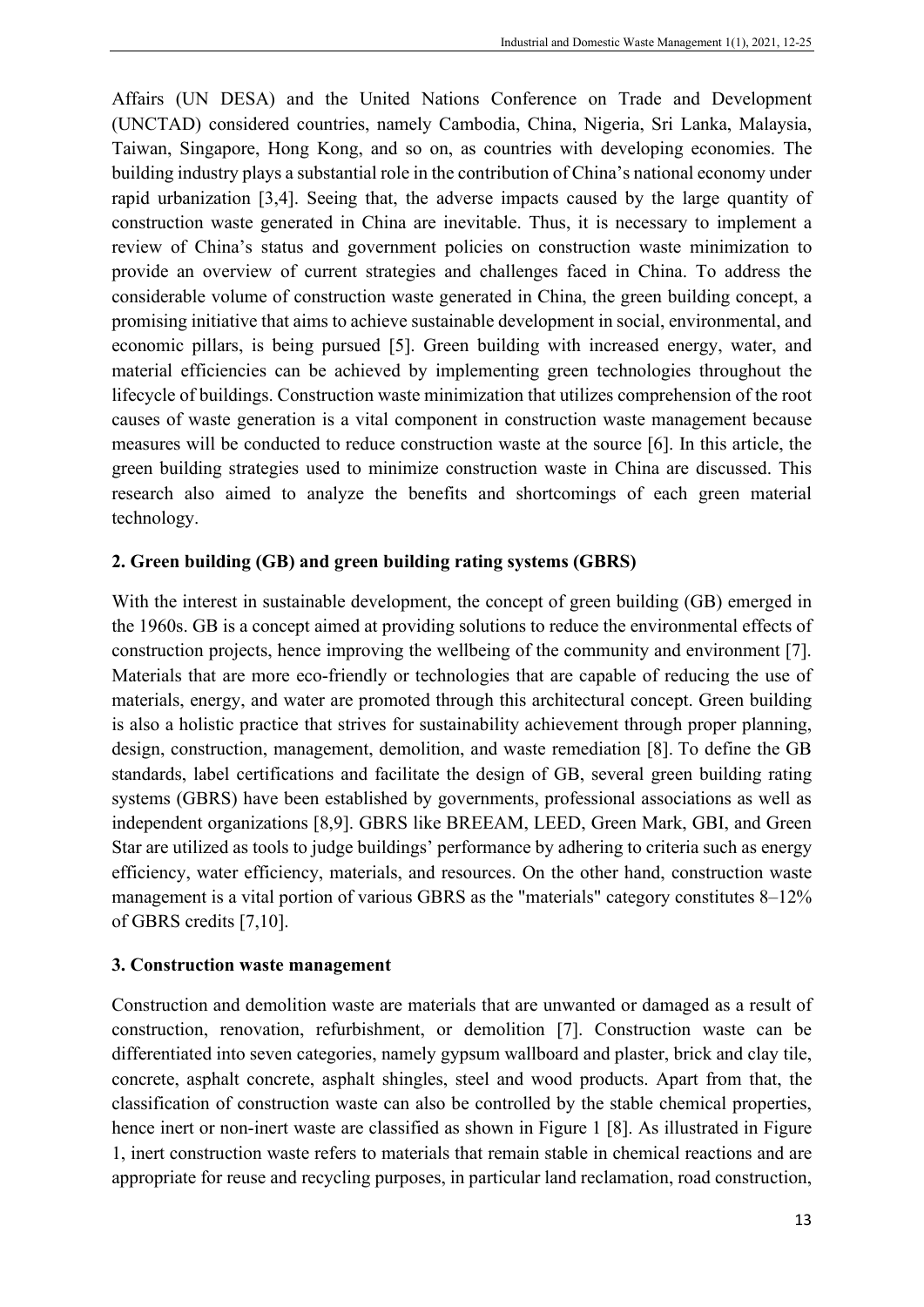Affairs (UN DESA) and the United Nations Conference on Trade and Development (UNCTAD) considered countries, namely Cambodia, China, Nigeria, Sri Lanka, Malaysia, Taiwan, Singapore, Hong Kong, and so on, as countries with developing economies. The building industry plays a substantial role in the contribution of China's national economy under rapid urbanization [3,4]. Seeing that, the adverse impacts caused by the large quantity of construction waste generated in China are inevitable. Thus, it is necessary to implement a review of China's status and government policies on construction waste minimization to provide an overview of current strategies and challenges faced in China. To address the considerable volume of construction waste generated in China, the green building concept, a promising initiative that aims to achieve sustainable development in social, environmental, and economic pillars, is being pursued [5]. Green building with increased energy, water, and material efficiencies can be achieved by implementing green technologies throughout the lifecycle of buildings. Construction waste minimization that utilizes comprehension of the root causes of waste generation is a vital component in construction waste management because measures will be conducted to reduce construction waste at the source [6]. In this article, the green building strategies used to minimize construction waste in China are discussed. This research also aimed to analyze the benefits and shortcomings of each green material technology.

## 2. Green building (GB) and green building rating systems (GBRS)

With the interest in sustainable development, the concept of green building (GB) emerged in the 1960s. GB is a concept aimed at providing solutions to reduce the environmental effects of construction projects, hence improving the wellbeing of the community and environment [7]. Materials that are more eco-friendly or technologies that are capable of reducing the use of materials, energy, and water are promoted through this architectural concept. Green building is also a holistic practice that strives for sustainability achievement through proper planning, design, construction, management, demolition, and waste remediation [8]. To define the GB standards, label certifications and facilitate the design of GB, several green building rating systems (GBRS) have been established by governments, professional associations as well as independent organizations [8,9]. GBRS like BREEAM, LEED, Green Mark, GBI, and Green Star are utilized as tools to judge buildings' performance by adhering to criteria such as energy efficiency, water efficiency, materials, and resources. On the other hand, construction waste management is a vital portion of various GBRS as the "materials" category constitutes 8–12% of GBRS credits [7,10].

## 3. Construction waste management

Construction and demolition waste are materials that are unwanted or damaged as a result of construction, renovation, refurbishment, or demolition [7]. Construction waste can be differentiated into seven categories, namely gypsum wallboard and plaster, brick and clay tile, concrete, asphalt concrete, asphalt shingles, steel and wood products. Apart from that, the classification of construction waste can also be controlled by the stable chemical properties, hence inert or non-inert waste are classified as shown in Figure 1 [8]. As illustrated in Figure 1, inert construction waste refers to materials that remain stable in chemical reactions and are appropriate for reuse and recycling purposes, in particular land reclamation, road construction,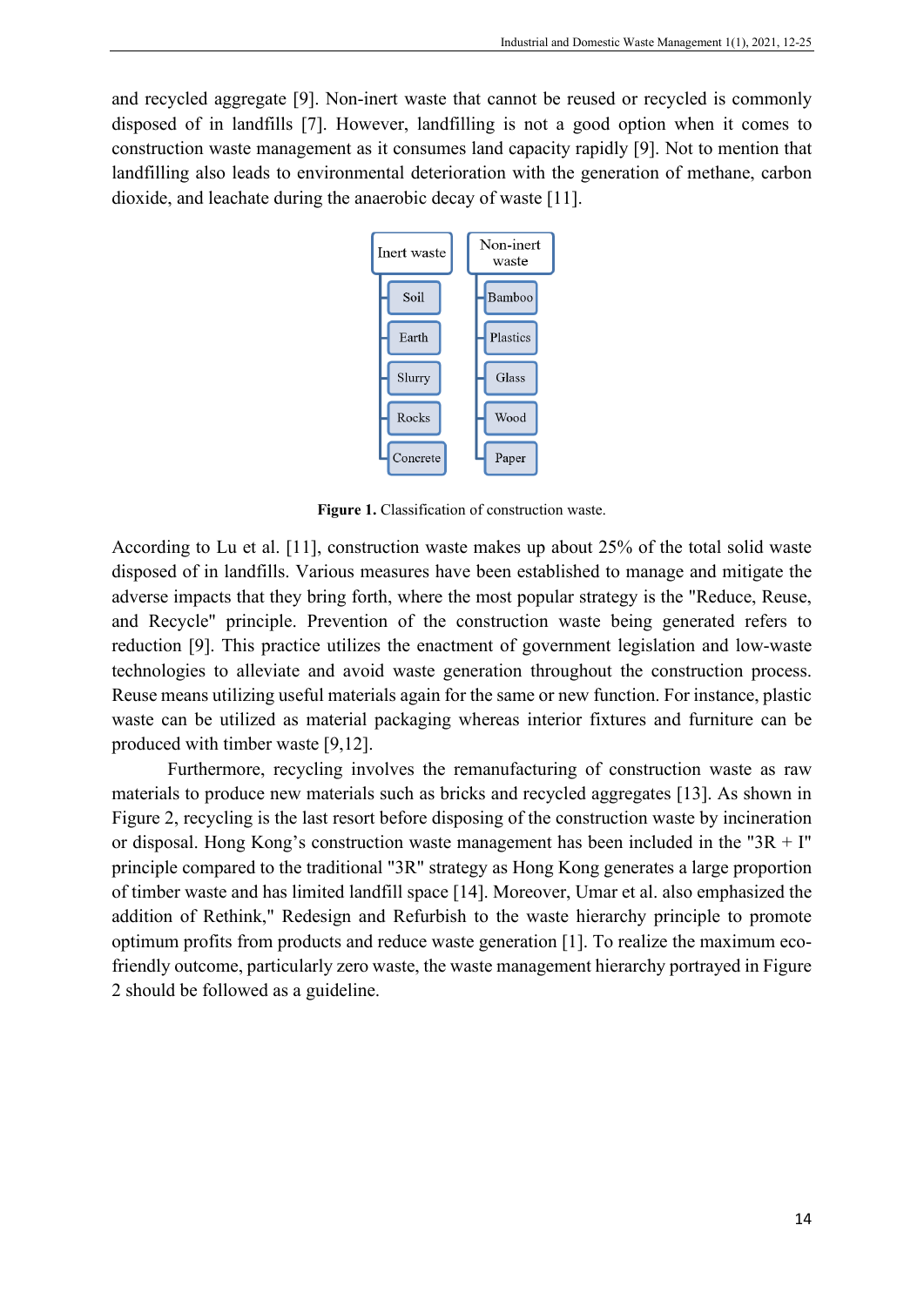and recycled aggregate [9]. Non-inert waste that cannot be reused or recycled is commonly disposed of in landfills [7]. However, landfilling is not a good option when it comes to construction waste management as it consumes land capacity rapidly [9]. Not to mention that landfilling also leads to environmental deterioration with the generation of methane, carbon dioxide, and leachate during the anaerobic decay of waste [11].

- Inert waste
  - Soil
  - Earth
  - Slurry
  - Rocks
  - Concrete
- Non-inert waste
  - Bamboo
  - Plastics
  - Glass
  - Wood
  - Paper

**Figure 1.** Classification of construction waste.

According to Lu et al. [11], construction waste makes up about 25% of the total solid waste disposed of in landfills. Various measures have been established to manage and mitigate the adverse impacts that they bring forth, where the most popular strategy is the "Reduce, Reuse, and Recycle" principle. Prevention of the construction waste being generated refers to reduction [9]. This practice utilizes the enactment of government legislation and low-waste technologies to alleviate and avoid waste generation throughout the construction process. Reuse means utilizing useful materials again for the same or new function. For instance, plastic waste can be utilized as material packaging whereas interior fixtures and furniture can be produced with timber waste [9,12].

Furthermore, recycling involves the remanufacturing of construction waste as raw materials to produce new materials such as bricks and recycled aggregates [13]. As shown in Figure 2, recycling is the last resort before disposing of the construction waste by incineration or disposal. Hong Kong's construction waste management has been included in the "3R + I" principle compared to the traditional "3R" strategy as Hong Kong generates a large proportion of timber waste and has limited landfill space [14]. Moreover, Umar et al. also emphasized the addition of Rethink," Redesign and Refurbish to the waste hierarchy principle to promote optimum profits from products and reduce waste generation [1]. To realize the maximum eco-friendly outcome, particularly zero waste, the waste management hierarchy portrayed in Figure 2 should be followed as a guideline.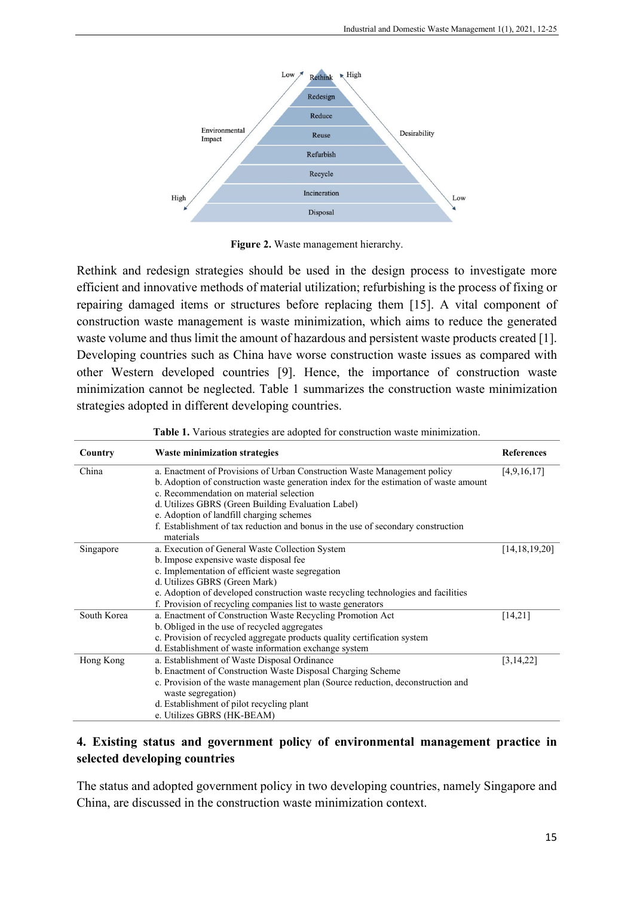Figure 2. Waste management hierarchy.

Rethink and redesign strategies should be used in the design process to investigate more efficient and innovative methods of material utilization; refurbishing is the process of fixing or repairing damaged items or structures before replacing them [15]. A vital component of construction waste management is waste minimization, which aims to reduce the generated waste volume and thus limit the amount of hazardous and persistent waste products created [1]. Developing countries such as China have worse construction waste issues as compared with other Western developed countries [9]. Hence, the importance of construction waste minimization cannot be neglected. Table 1 summarizes the construction waste minimization strategies adopted in different developing countries.

**Table 1.** Various strategies are adopted for construction waste minimization.

| Country | Waste minimization strategies | References |
|---|---|---|
| China | a. Enactment of Provisions of Urban Construction Waste Management policy<br>b. Adoption of construction waste generation index for the estimation of waste amount<br>c. Recommendation on material selection<br>d. Utilizes GBRS (Green Building Evaluation Label)<br>e. Adoption of landfill charging schemes<br>f. Establishment of tax reduction and bonus in the use of secondary construction materials | [4,9,16,17] |
| Singapore | a. Execution of General Waste Collection System<br>b. Impose expensive waste disposal fee<br>c. Implementation of efficient waste segregation<br>d. Utilizes GBRS (Green Mark)<br>e. Adoption of developed construction waste recycling technologies and facilities<br>f. Provision of recycling companies list to waste generators | [14,18,19,20] |
| South Korea | a. Enactment of Construction Waste Recycling Promotion Act<br>b. Obliged in the use of recycled aggregates<br>c. Provision of recycled aggregate products quality certification system<br>d. Establishment of waste information exchange system | [14,21] |
| Hong Kong | a. Establishment of Waste Disposal Ordinance<br>b. Enactment of Construction Waste Disposal Charging Scheme<br>c. Provision of the waste management plan (Source reduction, deconstruction and waste segregation)<br>d. Establishment of pilot recycling plant<br>e. Utilizes GBRS (HK-BEAM) | [3,14,22] |

## 4. Existing status and government policy of environmental management practice in selected developing countries

The status and adopted government policy in two developing countries, namely Singapore and China, are discussed in the construction waste minimization context.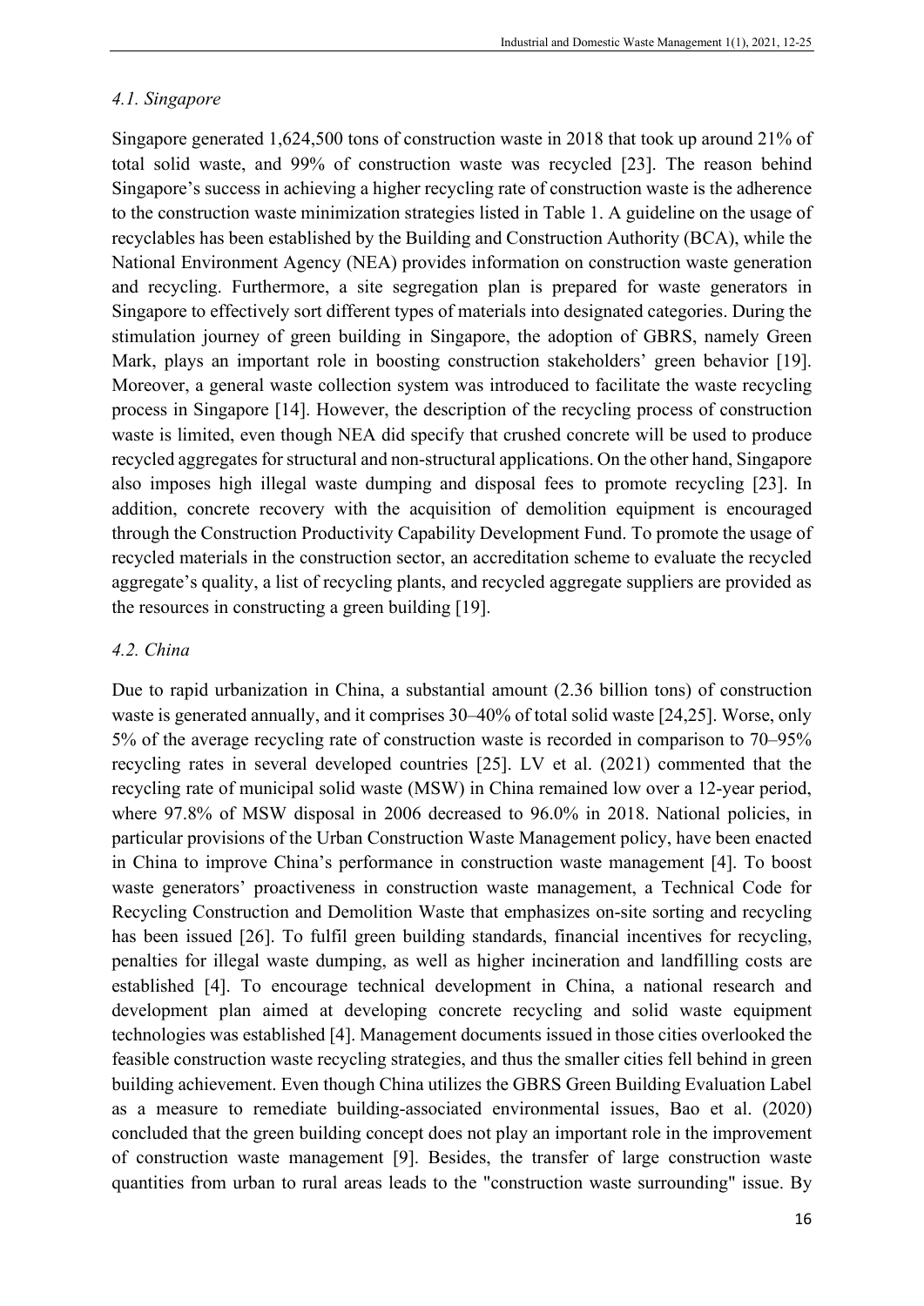### *4.1. Singapore*

Singapore generated 1,624,500 tons of construction waste in 2018 that took up around 21% of total solid waste, and 99% of construction waste was recycled [23]. The reason behind Singapore's success in achieving a higher recycling rate of construction waste is the adherence to the construction waste minimization strategies listed in Table 1. A guideline on the usage of recyclables has been established by the Building and Construction Authority (BCA), while the National Environment Agency (NEA) provides information on construction waste generation and recycling. Furthermore, a site segregation plan is prepared for waste generators in Singapore to effectively sort different types of materials into designated categories. During the stimulation journey of green building in Singapore, the adoption of GBRS, namely Green Mark, plays an important role in boosting construction stakeholders' green behavior [19]. Moreover, a general waste collection system was introduced to facilitate the waste recycling process in Singapore [14]. However, the description of the recycling process of construction waste is limited, even though NEA did specify that crushed concrete will be used to produce recycled aggregates for structural and non-structural applications. On the other hand, Singapore also imposes high illegal waste dumping and disposal fees to promote recycling [23]. In addition, concrete recovery with the acquisition of demolition equipment is encouraged through the Construction Productivity Capability Development Fund. To promote the usage of recycled materials in the construction sector, an accreditation scheme to evaluate the recycled aggregate's quality, a list of recycling plants, and recycled aggregate suppliers are provided as the resources in constructing a green building [19].

### *4.2. China*

Due to rapid urbanization in China, a substantial amount (2.36 billion tons) of construction waste is generated annually, and it comprises 30–40% of total solid waste [24,25]. Worse, only 5% of the average recycling rate of construction waste is recorded in comparison to 70–95% recycling rates in several developed countries [25]. LV et al. (2021) commented that the recycling rate of municipal solid waste (MSW) in China remained low over a 12-year period, where 97.8% of MSW disposal in 2006 decreased to 96.0% in 2018. National policies, in particular provisions of the Urban Construction Waste Management policy, have been enacted in China to improve China's performance in construction waste management [4]. To boost waste generators' proactiveness in construction waste management, a Technical Code for Recycling Construction and Demolition Waste that emphasizes on-site sorting and recycling has been issued [26]. To fulfil green building standards, financial incentives for recycling, penalties for illegal waste dumping, as well as higher incineration and landfilling costs are established [4]. To encourage technical development in China, a national research and development plan aimed at developing concrete recycling and solid waste equipment technologies was established [4]. Management documents issued in those cities overlooked the feasible construction waste recycling strategies, and thus the smaller cities fell behind in green building achievement. Even though China utilizes the GBRS Green Building Evaluation Label as a measure to remediate building-associated environmental issues, Bao et al. (2020) concluded that the green building concept does not play an important role in the improvement of construction waste management [9]. Besides, the transfer of large construction waste quantities from urban to rural areas leads to the "construction waste surrounding" issue. By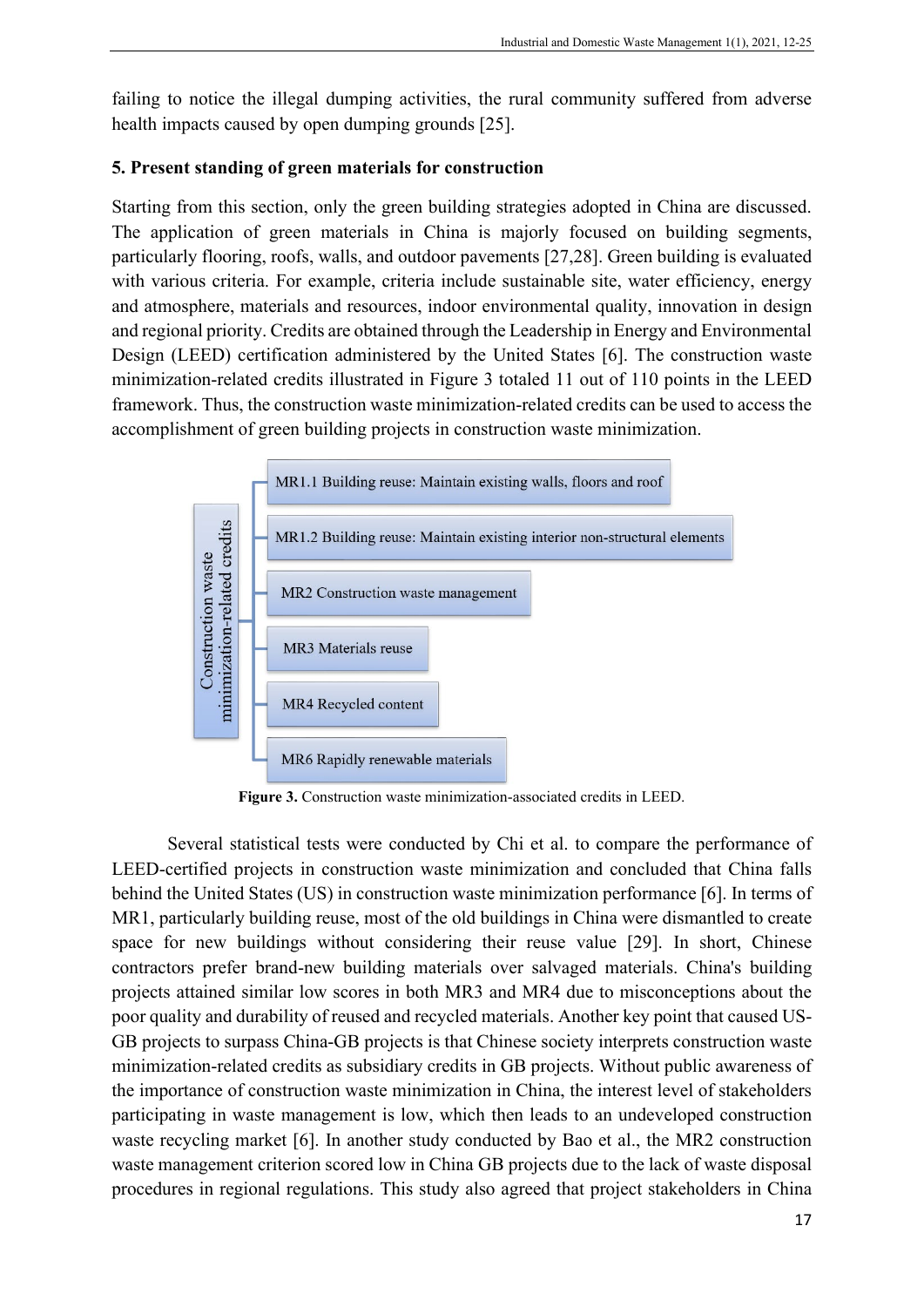failing to notice the illegal dumping activities, the rural community suffered from adverse health impacts caused by open dumping grounds [25].

## 5. Present standing of green materials for construction

Starting from this section, only the green building strategies adopted in China are discussed. The application of green materials in China is majorly focused on building segments, particularly flooring, roofs, walls, and outdoor pavements [27,28]. Green building is evaluated with various criteria. For example, criteria include sustainable site, water efficiency, energy and atmosphere, materials and resources, indoor environmental quality, innovation in design and regional priority. Credits are obtained through the Leadership in Energy and Environmental Design (LEED) certification administered by the United States [6]. The construction waste minimization-related credits illustrated in Figure 3 totaled 11 out of 110 points in the LEED framework. Thus, the construction waste minimization-related credits can be used to access the accomplishment of green building projects in construction waste minimization.

Construction waste minimization-related credits

- MR1.1 Building reuse: Maintain existing walls, floors and roof
- MR1.2 Building reuse: Maintain existing interior non-structural elements
- MR2 Construction waste management
- MR3 Materials reuse
- MR4 Recycled content
- MR6 Rapidly renewable materials

**Figure 3.** Construction waste minimization-associated credits in LEED.

Several statistical tests were conducted by Chi et al. to compare the performance of LEED-certified projects in construction waste minimization and concluded that China falls behind the United States (US) in construction waste minimization performance [6]. In terms of MR1, particularly building reuse, most of the old buildings in China were dismantled to create space for new buildings without considering their reuse value [29]. In short, Chinese contractors prefer brand-new building materials over salvaged materials. China's building projects attained similar low scores in both MR3 and MR4 due to misconceptions about the poor quality and durability of reused and recycled materials. Another key point that caused US-GB projects to surpass China-GB projects is that Chinese society interprets construction waste minimization-related credits as subsidiary credits in GB projects. Without public awareness of the importance of construction waste minimization in China, the interest level of stakeholders participating in waste management is low, which then leads to an undeveloped construction waste recycling market [6]. In another study conducted by Bao et al., the MR2 construction waste management criterion scored low in China GB projects due to the lack of waste disposal procedures in regional regulations. This study also agreed that project stakeholders in China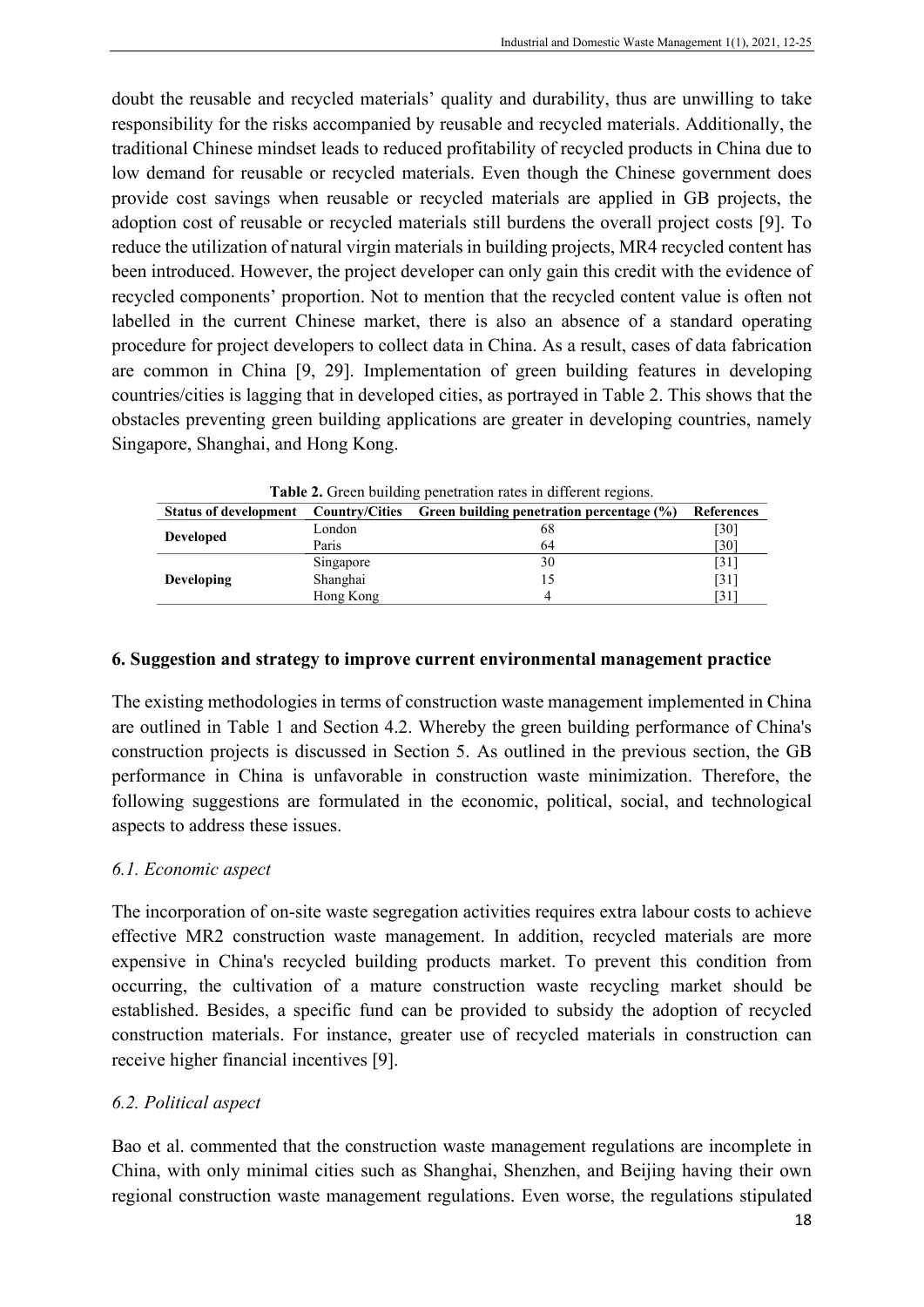doubt the reusable and recycled materials' quality and durability, thus are unwilling to take responsibility for the risks accompanied by reusable and recycled materials. Additionally, the traditional Chinese mindset leads to reduced profitability of recycled products in China due to low demand for reusable or recycled materials. Even though the Chinese government does provide cost savings when reusable or recycled materials are applied in GB projects, the adoption cost of reusable or recycled materials still burdens the overall project costs [9]. To reduce the utilization of natural virgin materials in building projects, MR4 recycled content has been introduced. However, the project developer can only gain this credit with the evidence of recycled components' proportion. Not to mention that the recycled content value is often not labelled in the current Chinese market, there is also an absence of a standard operating procedure for project developers to collect data in China. As a result, cases of data fabrication are common in China [9, 29]. Implementation of green building features in developing countries/cities is lagging that in developed cities, as portrayed in Table 2. This shows that the obstacles preventing green building applications are greater in developing countries, namely Singapore, Shanghai, and Hong Kong.

**Table 2.** Green building penetration rates in different regions.

| Status of development | Country/Cities | Green building penetration percentage (%) | References |
|---|---|---|---|
| **Developed** | London | 68 | [30] |
| | Paris | 64 | [30] |
| **Developing** | Singapore | 30 | [31] |
| | Shanghai | 15 | [31] |
| | Hong Kong | 4 | [31] |

## 6. Suggestion and strategy to improve current environmental management practice

The existing methodologies in terms of construction waste management implemented in China are outlined in Table 1 and Section 4.2. Whereby the green building performance of China's construction projects is discussed in Section 5. As outlined in the previous section, the GB performance in China is unfavorable in construction waste minimization. Therefore, the following suggestions are formulated in the economic, political, social, and technological aspects to address these issues.

### *6.1. Economic aspect*

The incorporation of on-site waste segregation activities requires extra labour costs to achieve effective MR2 construction waste management. In addition, recycled materials are more expensive in China's recycled building products market. To prevent this condition from occurring, the cultivation of a mature construction waste recycling market should be established. Besides, a specific fund can be provided to subsidy the adoption of recycled construction materials. For instance, greater use of recycled materials in construction can receive higher financial incentives [9].

### *6.2. Political aspect*

Bao et al. commented that the construction waste management regulations are incomplete in China, with only minimal cities such as Shanghai, Shenzhen, and Beijing having their own regional construction waste management regulations. Even worse, the regulations stipulated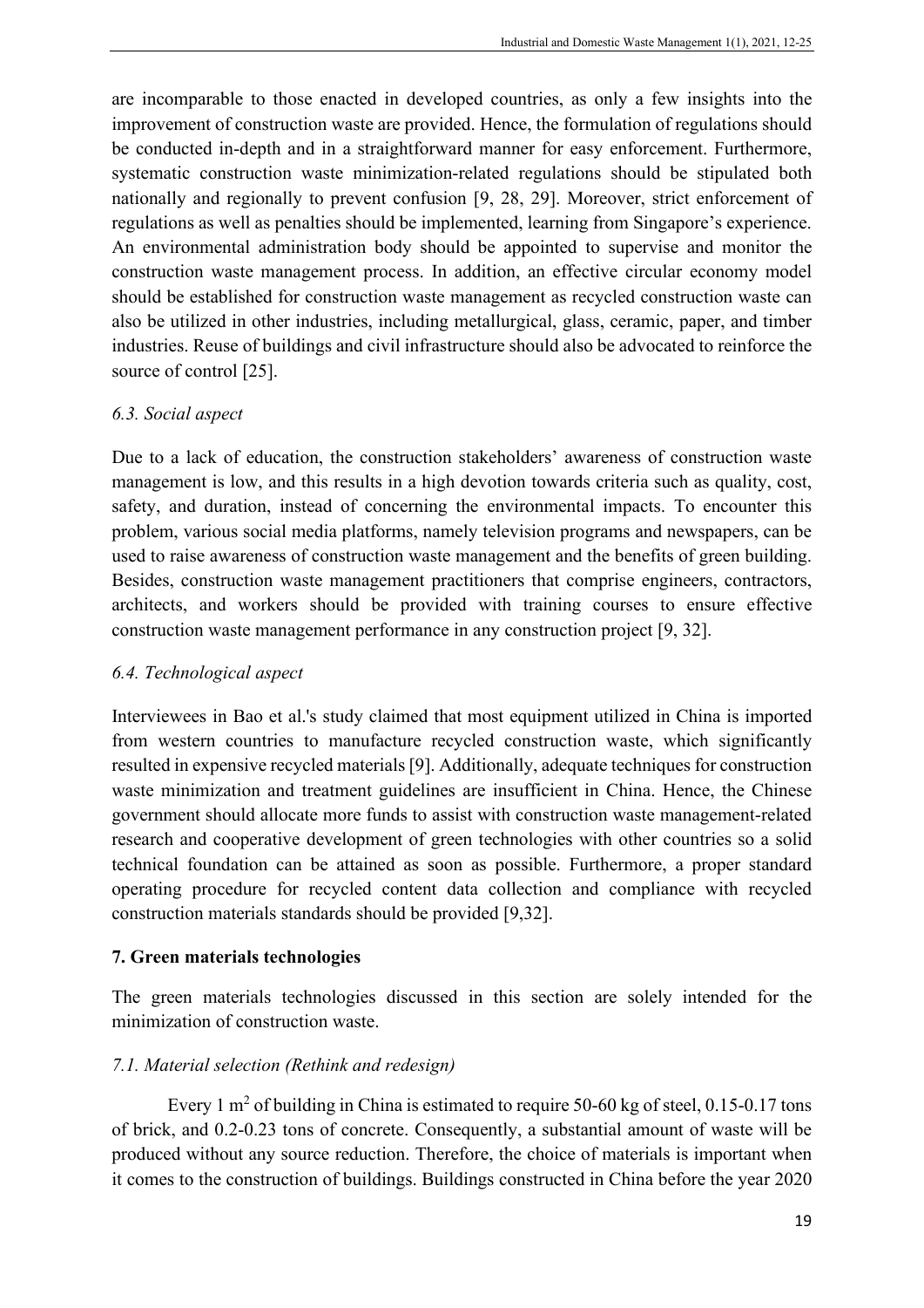are incomparable to those enacted in developed countries, as only a few insights into the improvement of construction waste are provided. Hence, the formulation of regulations should be conducted in-depth and in a straightforward manner for easy enforcement. Furthermore, systematic construction waste minimization-related regulations should be stipulated both nationally and regionally to prevent confusion [9, 28, 29]. Moreover, strict enforcement of regulations as well as penalties should be implemented, learning from Singapore's experience. An environmental administration body should be appointed to supervise and monitor the construction waste management process. In addition, an effective circular economy model should be established for construction waste management as recycled construction waste can also be utilized in other industries, including metallurgical, glass, ceramic, paper, and timber industries. Reuse of buildings and civil infrastructure should also be advocated to reinforce the source of control [25].

### *6.3. Social aspect*

Due to a lack of education, the construction stakeholders' awareness of construction waste management is low, and this results in a high devotion towards criteria such as quality, cost, safety, and duration, instead of concerning the environmental impacts. To encounter this problem, various social media platforms, namely television programs and newspapers, can be used to raise awareness of construction waste management and the benefits of green building. Besides, construction waste management practitioners that comprise engineers, contractors, architects, and workers should be provided with training courses to ensure effective construction waste management performance in any construction project [9, 32].

### *6.4. Technological aspect*

Interviewees in Bao et al.'s study claimed that most equipment utilized in China is imported from western countries to manufacture recycled construction waste, which significantly resulted in expensive recycled materials [9]. Additionally, adequate techniques for construction waste minimization and treatment guidelines are insufficient in China. Hence, the Chinese government should allocate more funds to assist with construction waste management-related research and cooperative development of green technologies with other countries so a solid technical foundation can be attained as soon as possible. Furthermore, a proper standard operating procedure for recycled content data collection and compliance with recycled construction materials standards should be provided [9,32].

## **7. Green materials technologies**

The green materials technologies discussed in this section are solely intended for the minimization of construction waste.

### *7.1. Material selection (Rethink and redesign)*

Every 1 $m^2$ of building in China is estimated to require 50-60 kg of steel, 0.15-0.17 tons of brick, and 0.2-0.23 tons of concrete. Consequently, a substantial amount of waste will be produced without any source reduction. Therefore, the choice of materials is important when it comes to the construction of buildings. Buildings constructed in China before the year 2020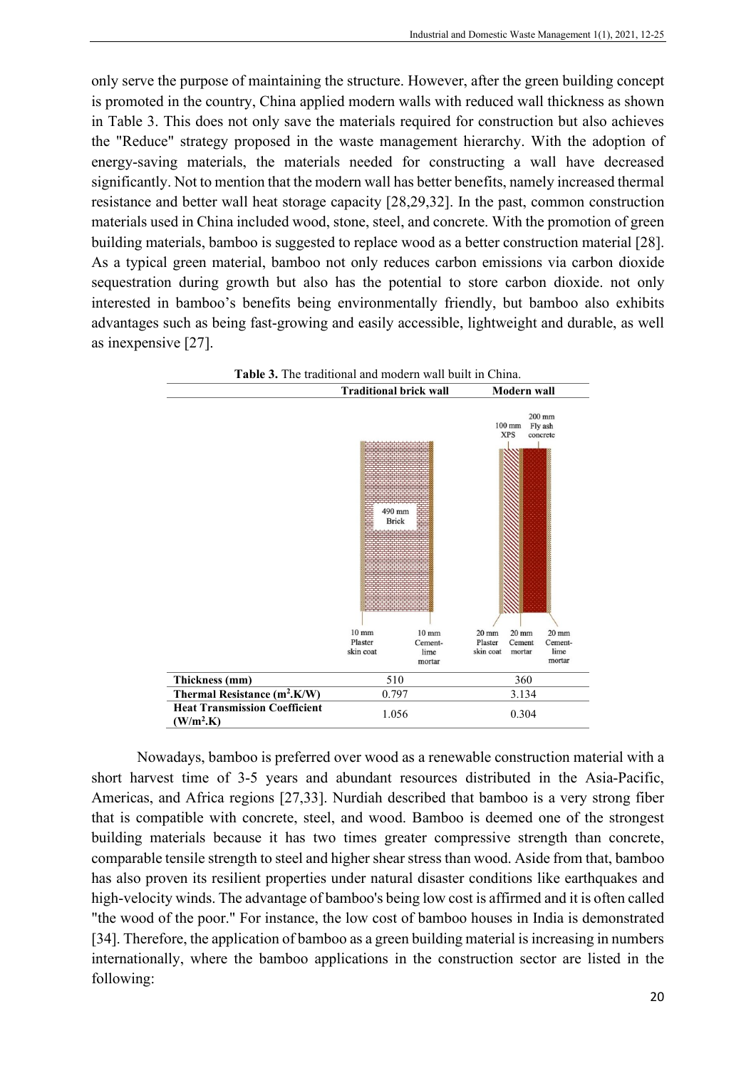only serve the purpose of maintaining the structure. However, after the green building concept is promoted in the country, China applied modern walls with reduced wall thickness as shown in Table 3. This does not only save the materials required for construction but also achieves the "Reduce" strategy proposed in the waste management hierarchy. With the adoption of energy-saving materials, the materials needed for constructing a wall have decreased significantly. Not to mention that the modern wall has better benefits, namely increased thermal resistance and better wall heat storage capacity [28,29,32]. In the past, common construction materials used in China included wood, stone, steel, and concrete. With the promotion of green building materials, bamboo is suggested to replace wood as a better construction material [28]. As a typical green material, bamboo not only reduces carbon emissions via carbon dioxide sequestration during growth but also has the potential to store carbon dioxide. not only interested in bamboo's benefits being environmentally friendly, but bamboo also exhibits advantages such as being fast-growing and easily accessible, lightweight and durable, as well as inexpensive [27].

**Table 3.** The traditional and modern wall built in China.

| | Traditional brick wall | Modern wall |
|---|---|---|
| | 10 mm Plaster skin coat; 490 mm Brick; 10 mm Cement-lime mortar | 20 mm Plaster skin coat; 100 mm XPS; 20 mm Cement mortar; 200 mm Fly ash concrete; 20 mm Cement-lime mortar |
| **Thickness (mm)** | 510 | 360 |
| **Thermal Resistance ($m^2$.K/W)** | 0.797 | 3.134 |
| **Heat Transmission Coefficient ($W/m^2$.K)** | 1.056 | 0.304 |

Nowadays, bamboo is preferred over wood as a renewable construction material with a short harvest time of 3-5 years and abundant resources distributed in the Asia-Pacific, Americas, and Africa regions [27,33]. Nurdiah described that bamboo is a very strong fiber that is compatible with concrete, steel, and wood. Bamboo is deemed one of the strongest building materials because it has two times greater compressive strength than concrete, comparable tensile strength to steel and higher shear stress than wood. Aside from that, bamboo has also proven its resilient properties under natural disaster conditions like earthquakes and high-velocity winds. The advantage of bamboo's being low cost is affirmed and it is often called "the wood of the poor." For instance, the low cost of bamboo houses in India is demonstrated [34]. Therefore, the application of bamboo as a green building material is increasing in numbers internationally, where the bamboo applications in the construction sector are listed in the following: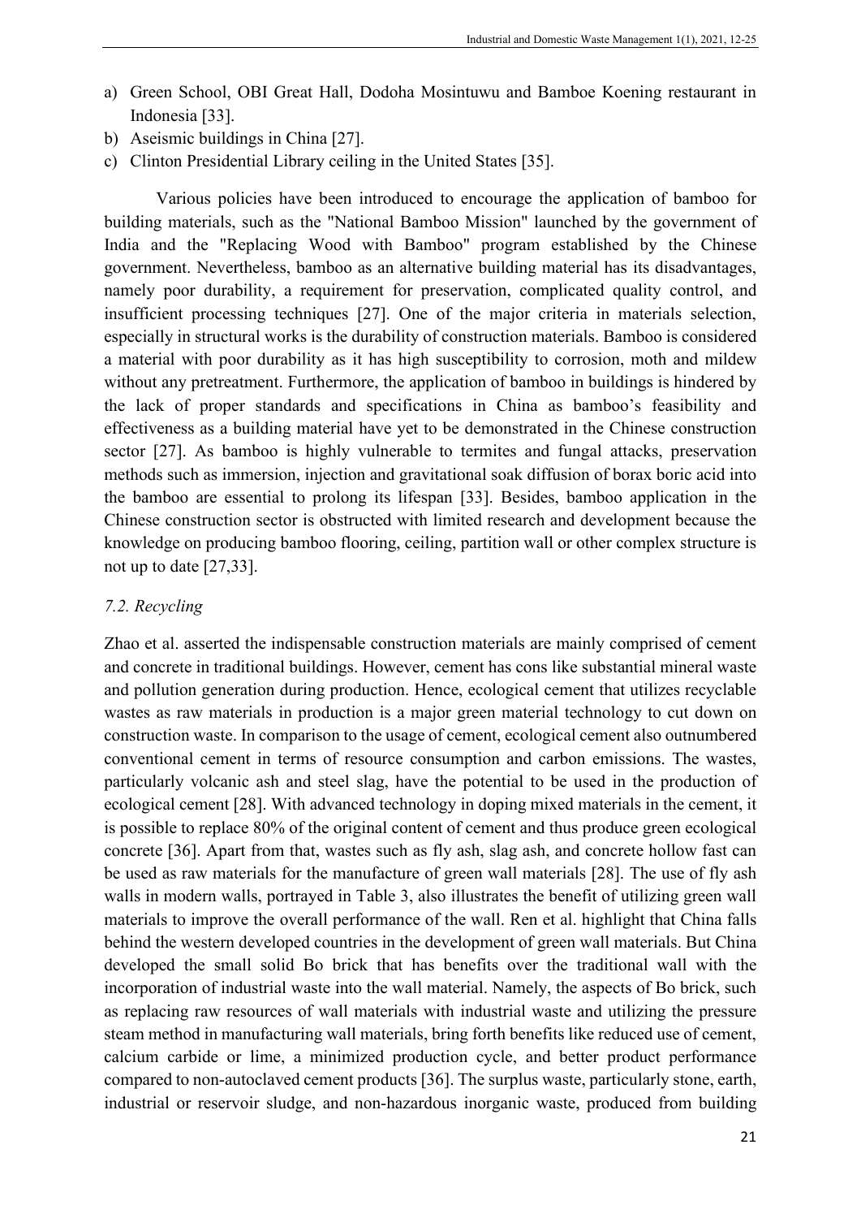a) Green School, OBI Great Hall, Dodoha Mosintuwu and Bamboe Koening restaurant in Indonesia [33].
b) Aseismic buildings in China [27].
c) Clinton Presidential Library ceiling in the United States [35].

Various policies have been introduced to encourage the application of bamboo for building materials, such as the "National Bamboo Mission" launched by the government of India and the "Replacing Wood with Bamboo" program established by the Chinese government. Nevertheless, bamboo as an alternative building material has its disadvantages, namely poor durability, a requirement for preservation, complicated quality control, and insufficient processing techniques [27]. One of the major criteria in materials selection, especially in structural works is the durability of construction materials. Bamboo is considered a material with poor durability as it has high susceptibility to corrosion, moth and mildew without any pretreatment. Furthermore, the application of bamboo in buildings is hindered by the lack of proper standards and specifications in China as bamboo's feasibility and effectiveness as a building material have yet to be demonstrated in the Chinese construction sector [27]. As bamboo is highly vulnerable to termites and fungal attacks, preservation methods such as immersion, injection and gravitational soak diffusion of borax boric acid into the bamboo are essential to prolong its lifespan [33]. Besides, bamboo application in the Chinese construction sector is obstructed with limited research and development because the knowledge on producing bamboo flooring, ceiling, partition wall or other complex structure is not up to date [27,33].

### *7.2. Recycling*

Zhao et al. asserted the indispensable construction materials are mainly comprised of cement and concrete in traditional buildings. However, cement has cons like substantial mineral waste and pollution generation during production. Hence, ecological cement that utilizes recyclable wastes as raw materials in production is a major green material technology to cut down on construction waste. In comparison to the usage of cement, ecological cement also outnumbered conventional cement in terms of resource consumption and carbon emissions. The wastes, particularly volcanic ash and steel slag, have the potential to be used in the production of ecological cement [28]. With advanced technology in doping mixed materials in the cement, it is possible to replace 80% of the original content of cement and thus produce green ecological concrete [36]. Apart from that, wastes such as fly ash, slag ash, and concrete hollow fast can be used as raw materials for the manufacture of green wall materials [28]. The use of fly ash walls in modern walls, portrayed in Table 3, also illustrates the benefit of utilizing green wall materials to improve the overall performance of the wall. Ren et al. highlight that China falls behind the western developed countries in the development of green wall materials. But China developed the small solid Bo brick that has benefits over the traditional wall with the incorporation of industrial waste into the wall material. Namely, the aspects of Bo brick, such as replacing raw resources of wall materials with industrial waste and utilizing the pressure steam method in manufacturing wall materials, bring forth benefits like reduced use of cement, calcium carbide or lime, a minimized production cycle, and better product performance compared to non-autoclaved cement products [36]. The surplus waste, particularly stone, earth, industrial or reservoir sludge, and non-hazardous inorganic waste, produced from building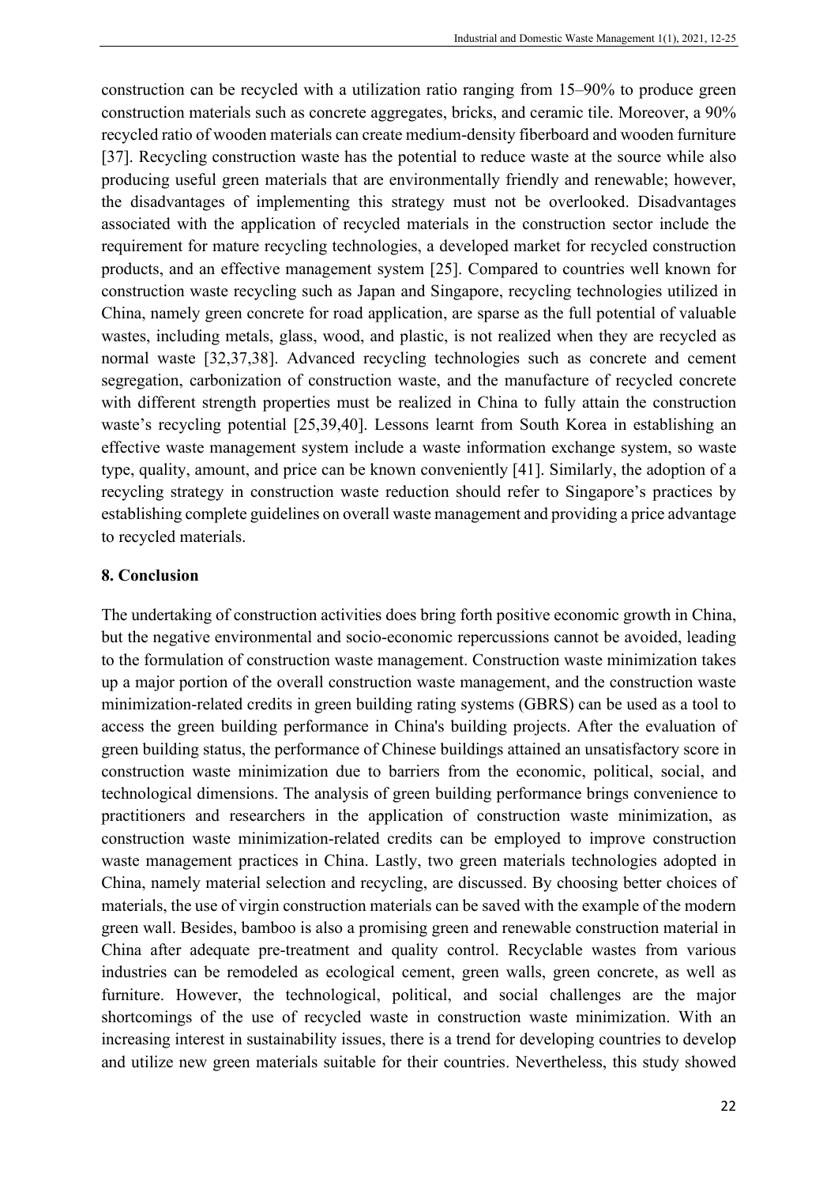construction can be recycled with a utilization ratio ranging from 15–90% to produce green construction materials such as concrete aggregates, bricks, and ceramic tile. Moreover, a 90% recycled ratio of wooden materials can create medium-density fiberboard and wooden furniture [37]. Recycling construction waste has the potential to reduce waste at the source while also producing useful green materials that are environmentally friendly and renewable; however, the disadvantages of implementing this strategy must not be overlooked. Disadvantages associated with the application of recycled materials in the construction sector include the requirement for mature recycling technologies, a developed market for recycled construction products, and an effective management system [25]. Compared to countries well known for construction waste recycling such as Japan and Singapore, recycling technologies utilized in China, namely green concrete for road application, are sparse as the full potential of valuable wastes, including metals, glass, wood, and plastic, is not realized when they are recycled as normal waste [32,37,38]. Advanced recycling technologies such as concrete and cement segregation, carbonization of construction waste, and the manufacture of recycled concrete with different strength properties must be realized in China to fully attain the construction waste's recycling potential [25,39,40]. Lessons learnt from South Korea in establishing an effective waste management system include a waste information exchange system, so waste type, quality, amount, and price can be known conveniently [41]. Similarly, the adoption of a recycling strategy in construction waste reduction should refer to Singapore's practices by establishing complete guidelines on overall waste management and providing a price advantage to recycled materials.

## 8. Conclusion

The undertaking of construction activities does bring forth positive economic growth in China, but the negative environmental and socio-economic repercussions cannot be avoided, leading to the formulation of construction waste management. Construction waste minimization takes up a major portion of the overall construction waste management, and the construction waste minimization-related credits in green building rating systems (GBRS) can be used as a tool to access the green building performance in China's building projects. After the evaluation of green building status, the performance of Chinese buildings attained an unsatisfactory score in construction waste minimization due to barriers from the economic, political, social, and technological dimensions. The analysis of green building performance brings convenience to practitioners and researchers in the application of construction waste minimization, as construction waste minimization-related credits can be employed to improve construction waste management practices in China. Lastly, two green materials technologies adopted in China, namely material selection and recycling, are discussed. By choosing better choices of materials, the use of virgin construction materials can be saved with the example of the modern green wall. Besides, bamboo is also a promising green and renewable construction material in China after adequate pre-treatment and quality control. Recyclable wastes from various industries can be remodeled as ecological cement, green walls, green concrete, as well as furniture. However, the technological, political, and social challenges are the major shortcomings of the use of recycled waste in construction waste minimization. With an increasing interest in sustainability issues, there is a trend for developing countries to develop and utilize new green materials suitable for their countries. Nevertheless, this study showed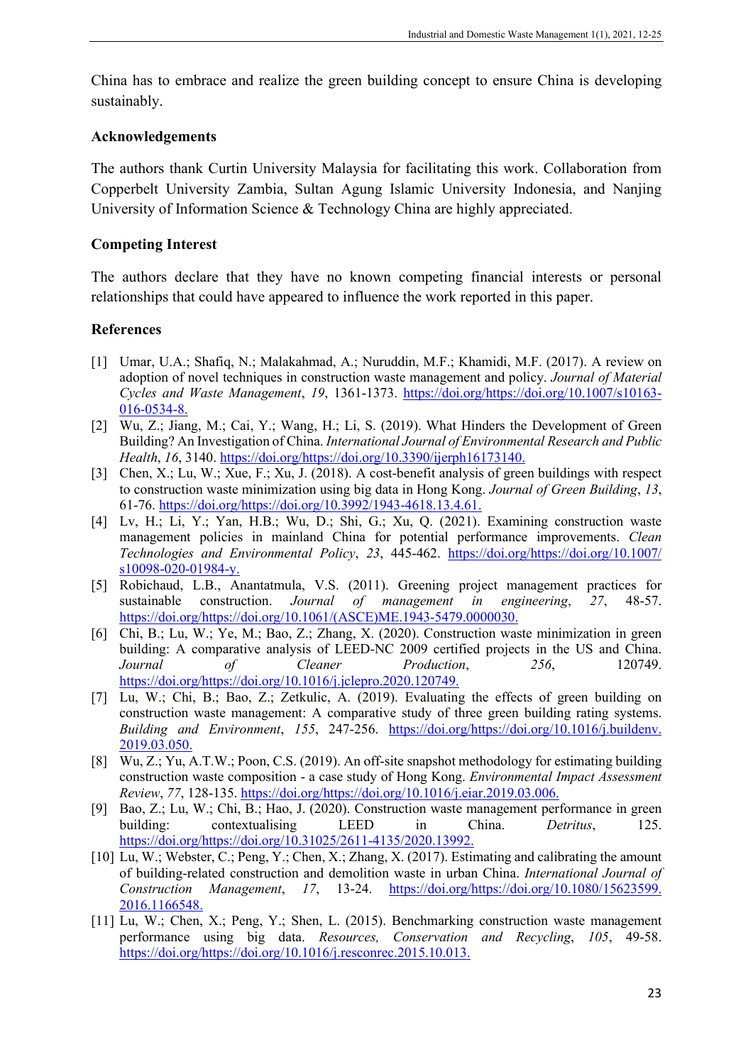China has to embrace and realize the green building concept to ensure China is developing sustainably.

**Acknowledgements**

The authors thank Curtin University Malaysia for facilitating this work. Collaboration from Copperbelt University Zambia, Sultan Agung Islamic University Indonesia, and Nanjing University of Information Science & Technology China are highly appreciated.

**Competing Interest**

The authors declare that they have no known competing financial interests or personal relationships that could have appeared to influence the work reported in this paper.

**References**

[1] Umar, U.A.; Shafiq, N.; Malakahmad, A.; Nuruddin, M.F.; Khamidi, M.F. (2017). A review on adoption of novel techniques in construction waste management and policy. *Journal of Material Cycles and Waste Management*, *19*, 1361-1373. https://doi.org/https://doi.org/10.1007/s10163-016-0534-8.

[2] Wu, Z.; Jiang, M.; Cai, Y.; Wang, H.; Li, S. (2019). What Hinders the Development of Green Building? An Investigation of China. *International Journal of Environmental Research and Public Health*, *16*, 3140. https://doi.org/https://doi.org/10.3390/ijerph16173140.

[3] Chen, X.; Lu, W.; Xue, F.; Xu, J. (2018). A cost-benefit analysis of green buildings with respect to construction waste minimization using big data in Hong Kong. *Journal of Green Building*, *13*, 61-76. https://doi.org/https://doi.org/10.3992/1943-4618.13.4.61.

[4] Lv, H.; Li, Y.; Yan, H.B.; Wu, D.; Shi, G.; Xu, Q. (2021). Examining construction waste management policies in mainland China for potential performance improvements. *Clean Technologies and Environmental Policy*, *23*, 445-462. https://doi.org/https://doi.org/10.1007/s10098-020-01984-y.

[5] Robichaud, L.B., Anantatmula, V.S. (2011). Greening project management practices for sustainable construction. *Journal of management in engineering*, *27*, 48-57. https://doi.org/https://doi.org/10.1061/(ASCE)ME.1943-5479.0000030.

[6] Chi, B.; Lu, W.; Ye, M.; Bao, Z.; Zhang, X. (2020). Construction waste minimization in green building: A comparative analysis of LEED-NC 2009 certified projects in the US and China. *Journal of Cleaner Production*, *256*, 120749. https://doi.org/https://doi.org/10.1016/j.jclepro.2020.120749.

[7] Lu, W.; Chi, B.; Bao, Z.; Zetkulic, A. (2019). Evaluating the effects of green building on construction waste management: A comparative study of three green building rating systems. *Building and Environment*, *155*, 247-256. https://doi.org/https://doi.org/10.1016/j.buildenv.2019.03.050.

[8] Wu, Z.; Yu, A.T.W.; Poon, C.S. (2019). An off-site snapshot methodology for estimating building construction waste composition - a case study of Hong Kong. *Environmental Impact Assessment Review*, *77*, 128-135. https://doi.org/https://doi.org/10.1016/j.eiar.2019.03.006.

[9] Bao, Z.; Lu, W.; Chi, B.; Hao, J. (2020). Construction waste management performance in green building: contextualising LEED in China. *Detritus*, 125. https://doi.org/https://doi.org/10.31025/2611-4135/2020.13992.

[10] Lu, W.; Webster, C.; Peng, Y.; Chen, X.; Zhang, X. (2017). Estimating and calibrating the amount of building-related construction and demolition waste in urban China. *International Journal of Construction Management*, *17*, 13-24. https://doi.org/https://doi.org/10.1080/15623599.2016.1166548.

[11] Lu, W.; Chen, X.; Peng, Y.; Shen, L. (2015). Benchmarking construction waste management performance using big data. *Resources, Conservation and Recycling*, *105*, 49-58. https://doi.org/https://doi.org/10.1016/j.resconrec.2015.10.013.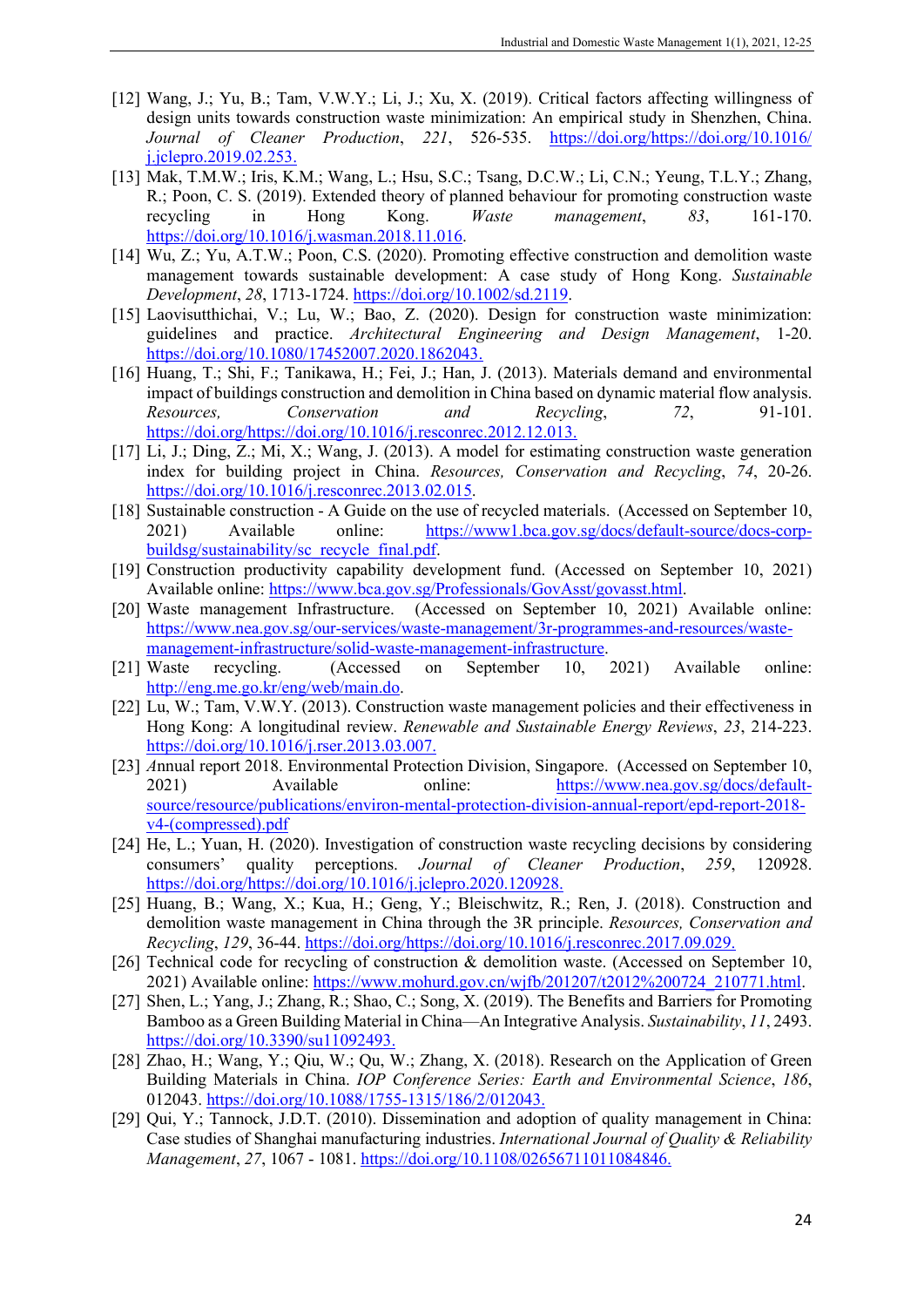[12] Wang, J.; Yu, B.; Tam, V.W.Y.; Li, J.; Xu, X. (2019). Critical factors affecting willingness of design units towards construction waste minimization: An empirical study in Shenzhen, China. *Journal of Cleaner Production*, *221*, 526-535. https://doi.org/https://doi.org/10.1016/j.jclepro.2019.02.253.

[13] Mak, T.M.W.; Iris, K.M.; Wang, L.; Hsu, S.C.; Tsang, D.C.W.; Li, C.N.; Yeung, T.L.Y.; Zhang, R.; Poon, C. S. (2019). Extended theory of planned behaviour for promoting construction waste recycling in Hong Kong. *Waste management*, *83*, 161-170. https://doi.org/10.1016/j.wasman.2018.11.016.

[14] Wu, Z.; Yu, A.T.W.; Poon, C.S. (2020). Promoting effective construction and demolition waste management towards sustainable development: A case study of Hong Kong. *Sustainable Development*, *28*, 1713-1724. https://doi.org/10.1002/sd.2119.

[15] Laovisutthichai, V.; Lu, W.; Bao, Z. (2020). Design for construction waste minimization: guidelines and practice. *Architectural Engineering and Design Management*, 1-20. https://doi.org/10.1080/17452007.2020.1862043.

[16] Huang, T.; Shi, F.; Tanikawa, H.; Fei, J.; Han, J. (2013). Materials demand and environmental impact of buildings construction and demolition in China based on dynamic material flow analysis. *Resources, Conservation and Recycling*, *72*, 91-101. https://doi.org/https://doi.org/10.1016/j.resconrec.2012.12.013.

[17] Li, J.; Ding, Z.; Mi, X.; Wang, J. (2013). A model for estimating construction waste generation index for building project in China. *Resources, Conservation and Recycling*, *74*, 20-26. https://doi.org/10.1016/j.resconrec.2013.02.015.

[18] Sustainable construction - A Guide on the use of recycled materials. (Accessed on September 10, 2021) Available online: https://www1.bca.gov.sg/docs/default-source/docs-corp-buildsg/sustainability/sc_recycle_final.pdf.

[19] Construction productivity capability development fund. (Accessed on September 10, 2021) Available online: https://www.bca.gov.sg/Professionals/GovAsst/govasst.html.

[20] Waste management Infrastructure. (Accessed on September 10, 2021) Available online: https://www.nea.gov.sg/our-services/waste-management/3r-programmes-and-resources/waste-management-infrastructure/solid-waste-management-infrastructure.

[21] Waste recycling. (Accessed on September 10, 2021) Available online: http://eng.me.go.kr/eng/web/main.do.

[22] Lu, W.; Tam, V.W.Y. (2013). Construction waste management policies and their effectiveness in Hong Kong: A longitudinal review. *Renewable and Sustainable Energy Reviews*, *23*, 214-223. https://doi.org/10.1016/j.rser.2013.03.007.

[23] *A*nnual report 2018. Environmental Protection Division, Singapore. (Accessed on September 10, 2021) Available online: https://www.nea.gov.sg/docs/default-source/resource/publications/environ-mental-protection-division-annual-report/epd-report-2018-v4-(compressed).pdf

[24] He, L.; Yuan, H. (2020). Investigation of construction waste recycling decisions by considering consumers' quality perceptions. *Journal of Cleaner Production*, *259*, 120928. https://doi.org/https://doi.org/10.1016/j.jclepro.2020.120928.

[25] Huang, B.; Wang, X.; Kua, H.; Geng, Y.; Bleischwitz, R.; Ren, J. (2018). Construction and demolition waste management in China through the 3R principle. *Resources, Conservation and Recycling*, *129*, 36-44. https://doi.org/https://doi.org/10.1016/j.resconrec.2017.09.029.

[26] Technical code for recycling of construction & demolition waste. (Accessed on September 10, 2021) Available online: https://www.mohurd.gov.cn/wjfb/201207/t2012%200724_210771.html.

[27] Shen, L.; Yang, J.; Zhang, R.; Shao, C.; Song, X. (2019). The Benefits and Barriers for Promoting Bamboo as a Green Building Material in China—An Integrative Analysis. *Sustainability*, *11*, 2493. https://doi.org/10.3390/su11092493.

[28] Zhao, H.; Wang, Y.; Qiu, W.; Qu, W.; Zhang, X. (2018). Research on the Application of Green Building Materials in China. *IOP Conference Series: Earth and Environmental Science*, *186*, 012043. https://doi.org/10.1088/1755-1315/186/2/012043.

[29] Qui, Y.; Tannock, J.D.T. (2010). Dissemination and adoption of quality management in China: Case studies of Shanghai manufacturing industries. *International Journal of Quality & Reliability Management*, *27*, 1067 - 1081. https://doi.org/10.1108/02656711011084846.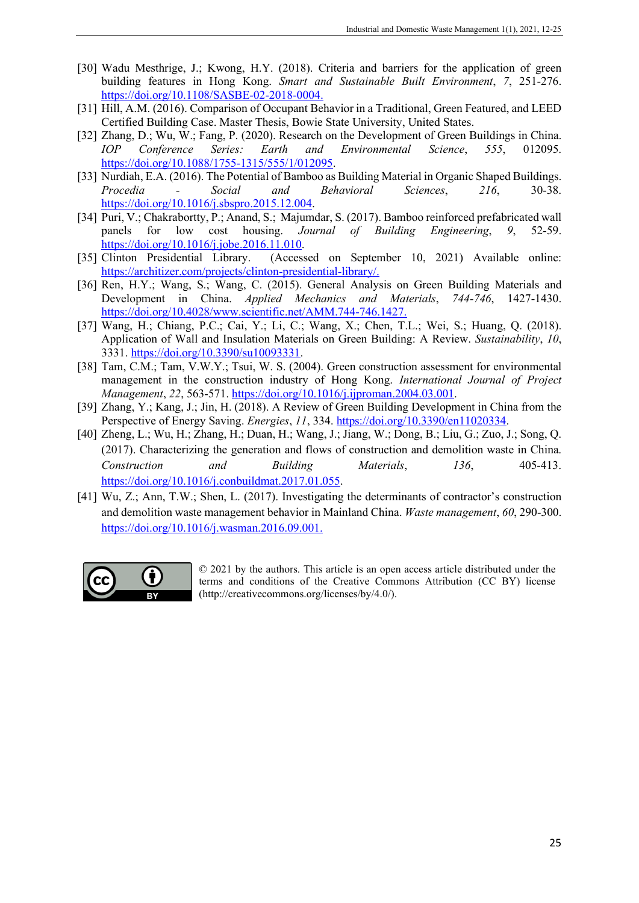[30] Wadu Mesthrige, J.; Kwong, H.Y. (2018). Criteria and barriers for the application of green building features in Hong Kong. *Smart and Sustainable Built Environment*, *7*, 251-276. https://doi.org/10.1108/SASBE-02-2018-0004.

[31] Hill, A.M. (2016). Comparison of Occupant Behavior in a Traditional, Green Featured, and LEED Certified Building Case. Master Thesis, Bowie State University, United States.

[32] Zhang, D.; Wu, W.; Fang, P. (2020). Research on the Development of Green Buildings in China. *IOP Conference Series: Earth and Environmental Science*, *555*, 012095. https://doi.org/10.1088/1755-1315/555/1/012095.

[33] Nurdiah, E.A. (2016). The Potential of Bamboo as Building Material in Organic Shaped Buildings. *Procedia - Social and Behavioral Sciences*, *216*, 30-38. https://doi.org/10.1016/j.sbspro.2015.12.004.

[34] Puri, V.; Chakrabortty, P.; Anand, S.; Majumdar, S. (2017). Bamboo reinforced prefabricated wall panels for low cost housing. *Journal of Building Engineering*, *9*, 52-59. https://doi.org/10.1016/j.jobe.2016.11.010.

[35] Clinton Presidential Library. (Accessed on September 10, 2021) Available online: https://architizer.com/projects/clinton-presidential-library/.

[36] Ren, H.Y.; Wang, S.; Wang, C. (2015). General Analysis on Green Building Materials and Development in China. *Applied Mechanics and Materials*, *744-746*, 1427-1430. https://doi.org/10.4028/www.scientific.net/AMM.744-746.1427.

[37] Wang, H.; Chiang, P.C.; Cai, Y.; Li, C.; Wang, X.; Chen, T.L.; Wei, S.; Huang, Q. (2018). Application of Wall and Insulation Materials on Green Building: A Review. *Sustainability*, *10*, 3331. https://doi.org/10.3390/su10093331.

[38] Tam, C.M.; Tam, V.W.Y.; Tsui, W. S. (2004). Green construction assessment for environmental management in the construction industry of Hong Kong. *International Journal of Project Management*, *22*, 563-571. https://doi.org/10.1016/j.ijproman.2004.03.001.

[39] Zhang, Y.; Kang, J.; Jin, H. (2018). A Review of Green Building Development in China from the Perspective of Energy Saving. *Energies*, *11*, 334. https://doi.org/10.3390/en11020334.

[40] Zheng, L.; Wu, H.; Zhang, H.; Duan, H.; Wang, J.; Jiang, W.; Dong, B.; Liu, G.; Zuo, J.; Song, Q. (2017). Characterizing the generation and flows of construction and demolition waste in China. *Construction and Building Materials*, *136*, 405-413. https://doi.org/10.1016/j.conbuildmat.2017.01.055.

[41] Wu, Z.; Ann, T.W.; Shen, L. (2017). Investigating the determinants of contractor's construction and demolition waste management behavior in Mainland China. *Waste management*, *60*, 290-300. https://doi.org/10.1016/j.wasman.2016.09.001.

© 2021 by the authors. This article is an open access article distributed under the terms and conditions of the Creative Commons Attribution (CC BY) license (http://creativecommons.org/licenses/by/4.0/).